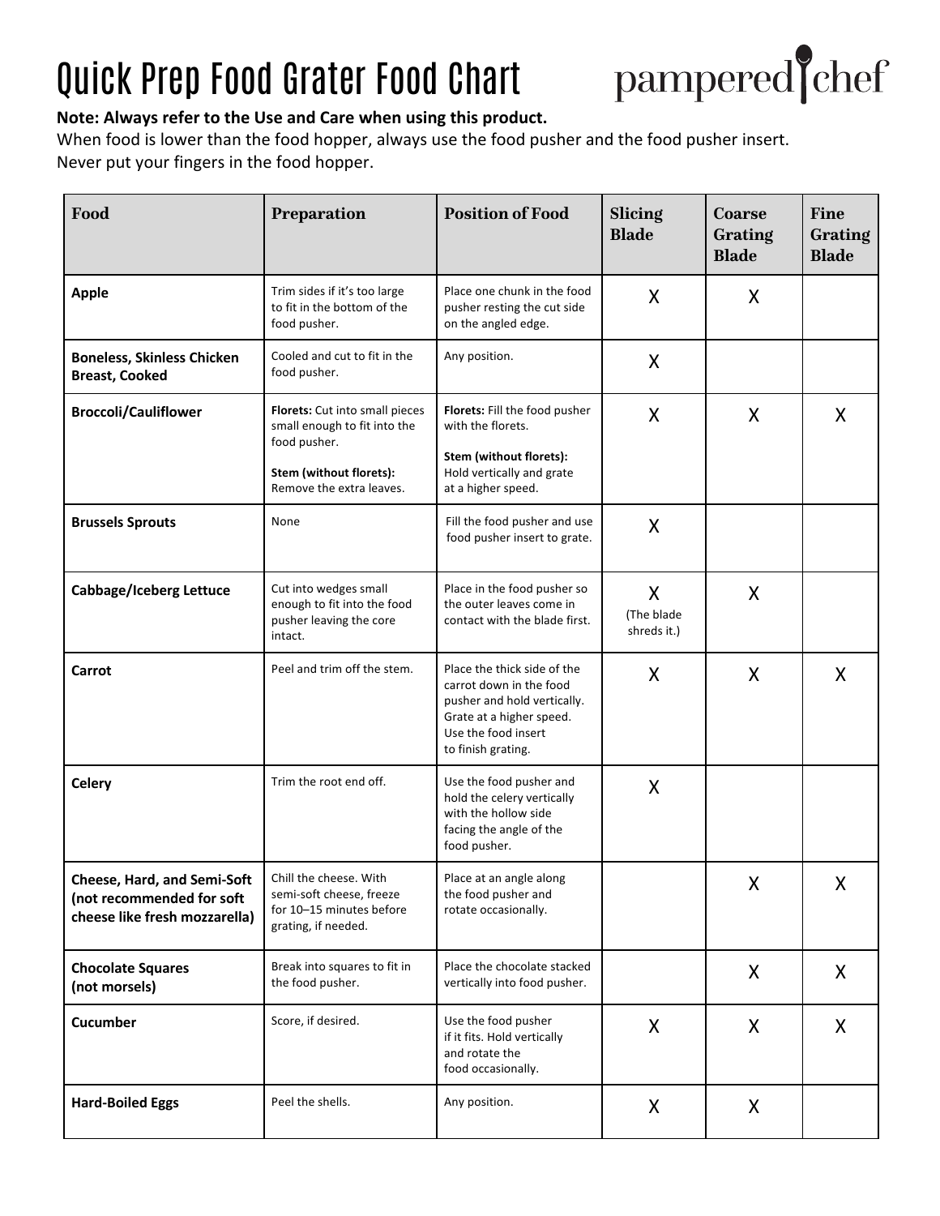# Quick Prep Food Grater Food Chart

pampered chef

**Note: Always refer to the Use and Care when using this product.**
When food is lower than the food hopper, always use the food pusher and the food pusher insert.
Never put your fingers in the food hopper.

| Food | Preparation | Position of Food | Slicing Blade | Coarse Grating Blade | Fine Grating Blade |
|---|---|---|---|---|---|
| **Apple** | Trim sides if it's too large to fit in the bottom of the food pusher. | Place one chunk in the food pusher resting the cut side on the angled edge. | X | X | |
| **Boneless, Skinless Chicken Breast, Cooked** | Cooled and cut to fit in the food pusher. | Any position. | X | | |
| **Broccoli/Cauliflower** | **Florets:** Cut into small pieces small enough to fit into the food pusher. **Stem (without florets):** Remove the extra leaves. | **Florets:** Fill the food pusher with the florets. **Stem (without florets):** Hold vertically and grate at a higher speed. | X | X | X |
| **Brussels Sprouts** | None | Fill the food pusher and use food pusher insert to grate. | X | | |
| **Cabbage/Iceberg Lettuce** | Cut into wedges small enough to fit into the food pusher leaving the core intact. | Place in the food pusher so the outer leaves come in contact with the blade first. | X (The blade shreds it.) | X | |
| **Carrot** | Peel and trim off the stem. | Place the thick side of the carrot down in the food pusher and hold vertically. Grate at a higher speed. Use the food insert to finish grating. | X | X | X |
| **Celery** | Trim the root end off. | Use the food pusher and hold the celery vertically with the hollow side facing the angle of the food pusher. | X | | |
| **Cheese, Hard, and Semi-Soft (not recommended for soft cheese like fresh mozzarella)** | Chill the cheese. With semi-soft cheese, freeze for 10–15 minutes before grating, if needed. | Place at an angle along the food pusher and rotate occasionally. | | X | X |
| **Chocolate Squares (not morsels)** | Break into squares to fit in the food pusher. | Place the chocolate stacked vertically into food pusher. | | X | X |
| **Cucumber** | Score, if desired. | Use the food pusher if it fits. Hold vertically and rotate the food occasionally. | X | X | X |
| **Hard-Boiled Eggs** | Peel the shells. | Any position. | X | X | |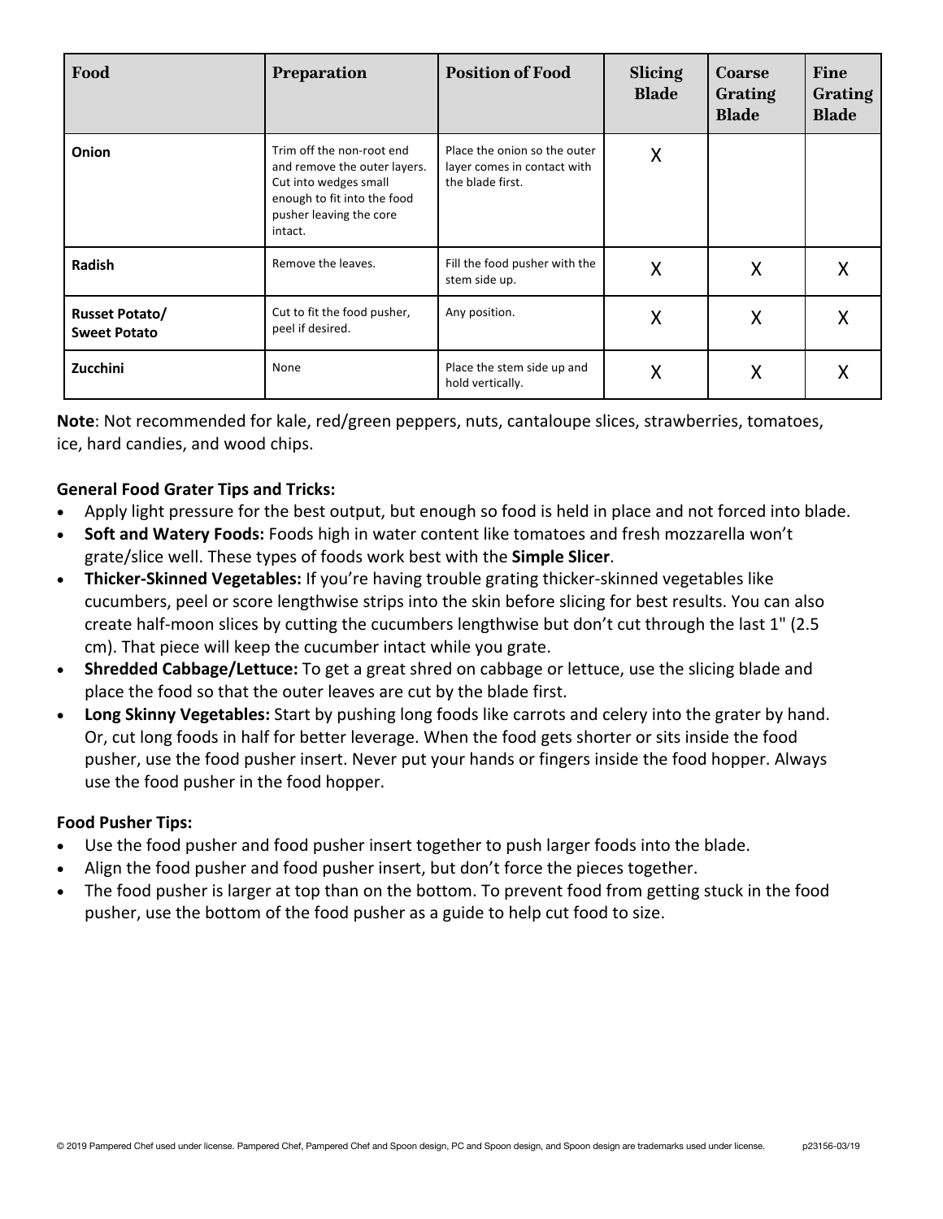| Food | Preparation | Position of Food | Slicing Blade | Coarse Grating Blade | Fine Grating Blade |
|---|---|---|---|---|---|
| **Onion** | Trim off the non-root end and remove the outer layers. Cut into wedges small enough to fit into the food pusher leaving the core intact. | Place the onion so the outer layer comes in contact with the blade first. | X | | |
| **Radish** | Remove the leaves. | Fill the food pusher with the stem side up. | X | X | X |
| **Russet Potato/ Sweet Potato** | Cut to fit the food pusher, peel if desired. | Any position. | X | X | X |
| **Zucchini** | None | Place the stem side up and hold vertically. | X | X | X |

**Note**: Not recommended for kale, red/green peppers, nuts, cantaloupe slices, strawberries, tomatoes, ice, hard candies, and wood chips.

**General Food Grater Tips and Tricks:**

- Apply light pressure for the best output, but enough so food is held in place and not forced into blade.
- **Soft and Watery Foods:** Foods high in water content like tomatoes and fresh mozzarella won't grate/slice well. These types of foods work best with the **Simple Slicer**.
- **Thicker-Skinned Vegetables:** If you're having trouble grating thicker-skinned vegetables like cucumbers, peel or score lengthwise strips into the skin before slicing for best results. You can also create half-moon slices by cutting the cucumbers lengthwise but don't cut through the last 1" (2.5 cm). That piece will keep the cucumber intact while you grate.
- **Shredded Cabbage/Lettuce:** To get a great shred on cabbage or lettuce, use the slicing blade and place the food so that the outer leaves are cut by the blade first.
- **Long Skinny Vegetables:** Start by pushing long foods like carrots and celery into the grater by hand. Or, cut long foods in half for better leverage. When the food gets shorter or sits inside the food pusher, use the food pusher insert. Never put your hands or fingers inside the food hopper. Always use the food pusher in the food hopper.

**Food Pusher Tips:**

- Use the food pusher and food pusher insert together to push larger foods into the blade.
- Align the food pusher and food pusher insert, but don't force the pieces together.
- The food pusher is larger at top than on the bottom. To prevent food from getting stuck in the food pusher, use the bottom of the food pusher as a guide to help cut food to size.

© 2019 Pampered Chef used under license. Pampered Chef, Pampered Chef and Spoon design, PC and Spoon design, and Spoon design are trademarks used under license. p23156-03/19